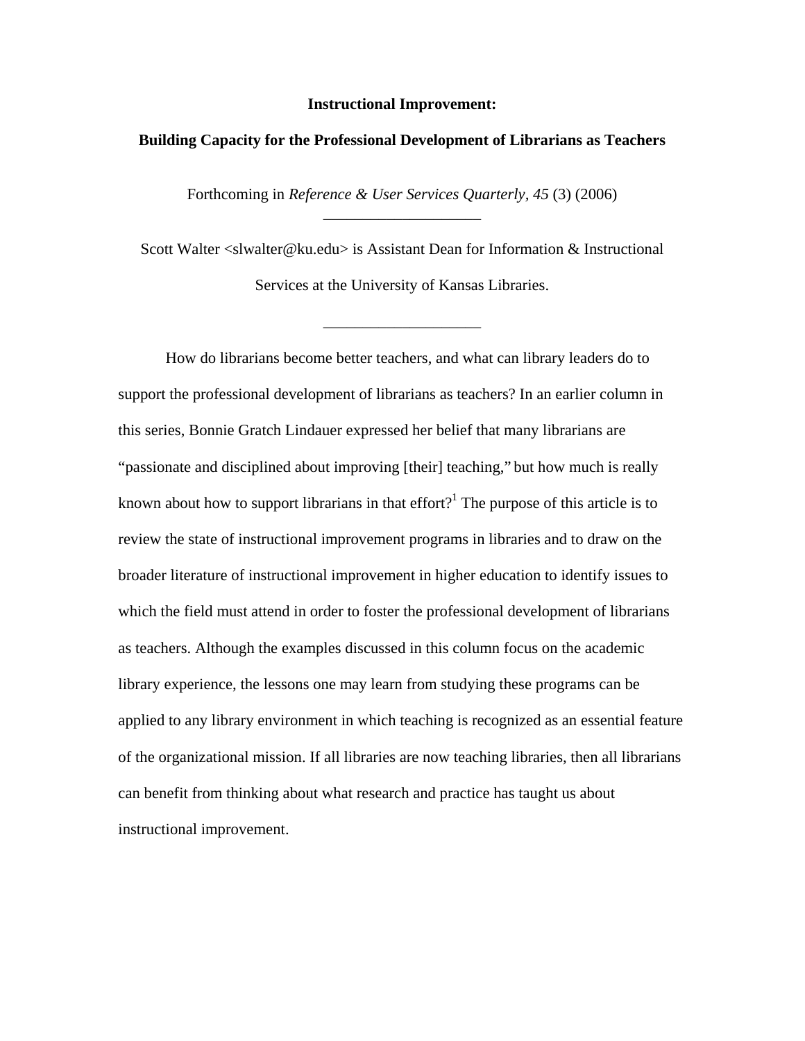# Instructional Improvement:

## Building Capacity for the Professional Development of Librarians as Teachers

Forthcoming in *Reference & User Services Quarterly, 45* (3) (2006)

---

Scott Walter <slwalter@ku.edu> is Assistant Dean for Information & Instructional Services at the University of Kansas Libraries.

---

How do librarians become better teachers, and what can library leaders do to support the professional development of librarians as teachers? In an earlier column in this series, Bonnie Gratch Lindauer expressed her belief that many librarians are "passionate and disciplined about improving [their] teaching," but how much is really known about how to support librarians in that effort?[1] The purpose of this article is to review the state of instructional improvement programs in libraries and to draw on the broader literature of instructional improvement in higher education to identify issues to which the field must attend in order to foster the professional development of librarians as teachers. Although the examples discussed in this column focus on the academic library experience, the lessons one may learn from studying these programs can be applied to any library environment in which teaching is recognized as an essential feature of the organizational mission. If all libraries are now teaching libraries, then all librarians can benefit from thinking about what research and practice has taught us about instructional improvement.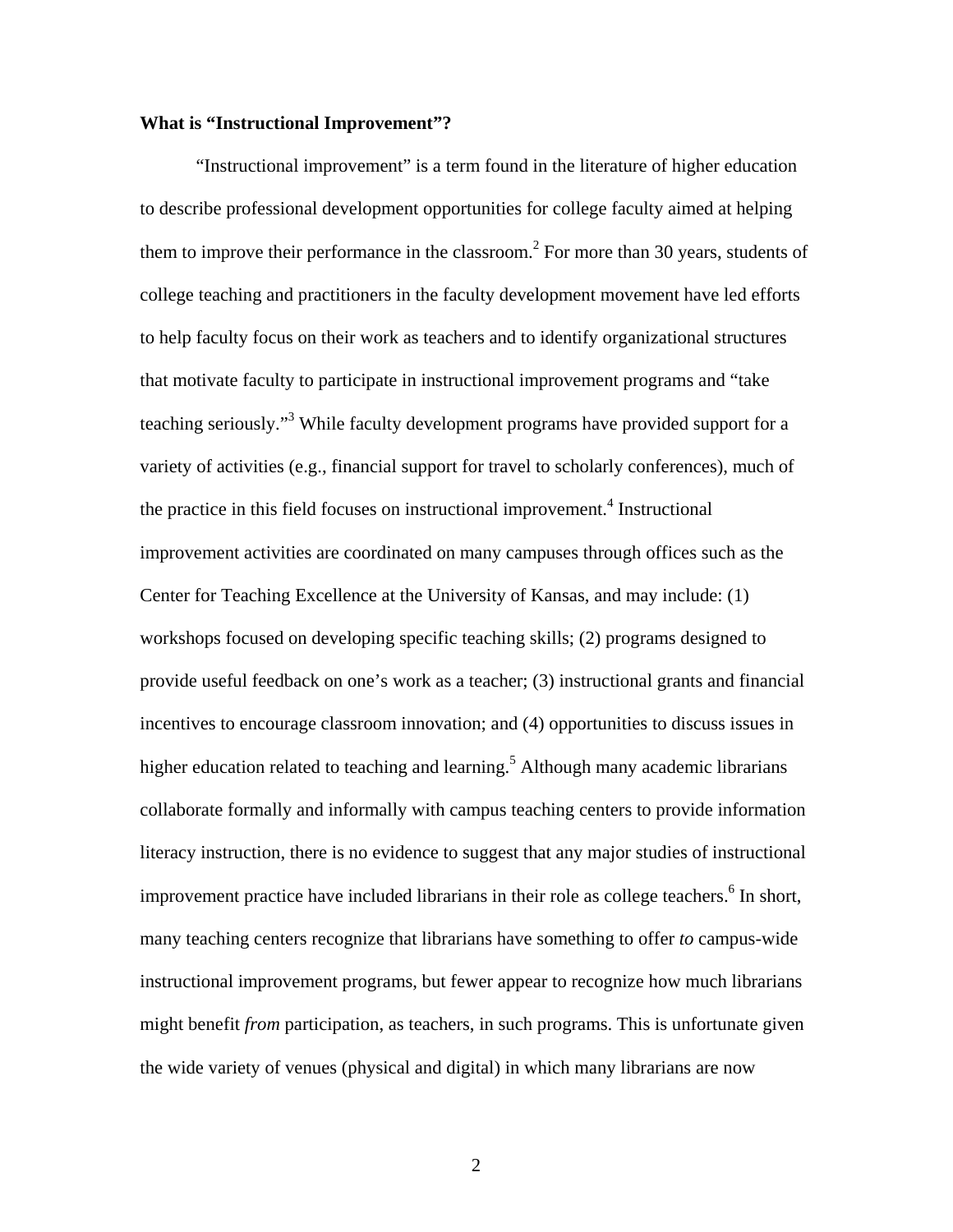**What is "Instructional Improvement"?**

"Instructional improvement" is a term found in the literature of higher education to describe professional development opportunities for college faculty aimed at helping them to improve their performance in the classroom.[2] For more than 30 years, students of college teaching and practitioners in the faculty development movement have led efforts to help faculty focus on their work as teachers and to identify organizational structures that motivate faculty to participate in instructional improvement programs and "take teaching seriously."[3] While faculty development programs have provided support for a variety of activities (e.g., financial support for travel to scholarly conferences), much of the practice in this field focuses on instructional improvement.[4] Instructional improvement activities are coordinated on many campuses through offices such as the Center for Teaching Excellence at the University of Kansas, and may include: (1) workshops focused on developing specific teaching skills; (2) programs designed to provide useful feedback on one's work as a teacher; (3) instructional grants and financial incentives to encourage classroom innovation; and (4) opportunities to discuss issues in higher education related to teaching and learning.[5] Although many academic librarians collaborate formally and informally with campus teaching centers to provide information literacy instruction, there is no evidence to suggest that any major studies of instructional improvement practice have included librarians in their role as college teachers.[6] In short, many teaching centers recognize that librarians have something to offer *to* campus-wide instructional improvement programs, but fewer appear to recognize how much librarians might benefit *from* participation, as teachers, in such programs. This is unfortunate given the wide variety of venues (physical and digital) in which many librarians are now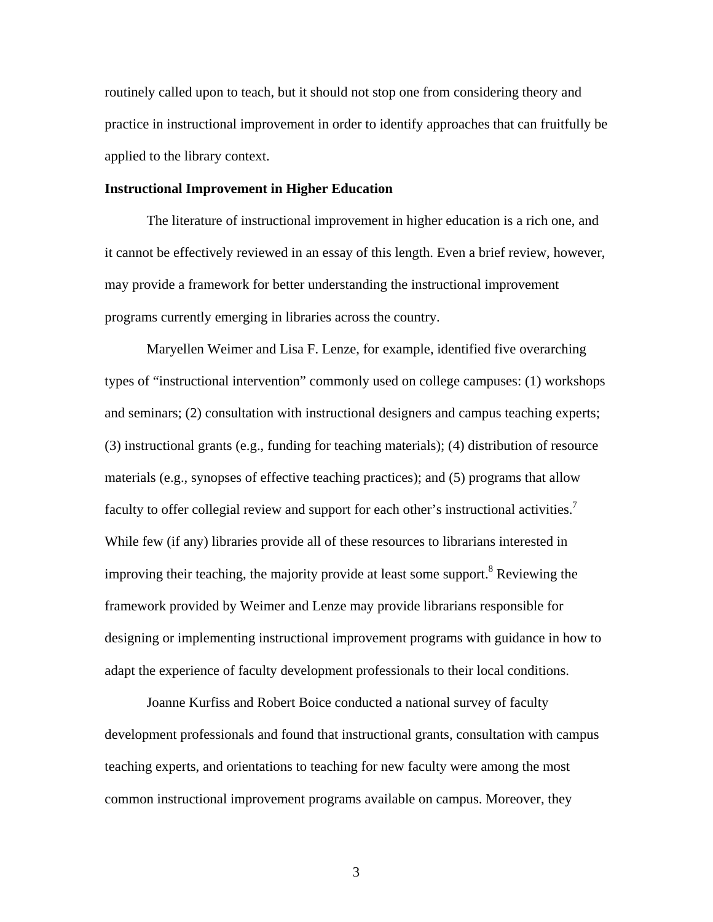routinely called upon to teach, but it should not stop one from considering theory and practice in instructional improvement in order to identify approaches that can fruitfully be applied to the library context.

**Instructional Improvement in Higher Education**

The literature of instructional improvement in higher education is a rich one, and it cannot be effectively reviewed in an essay of this length. Even a brief review, however, may provide a framework for better understanding the instructional improvement programs currently emerging in libraries across the country.

Maryellen Weimer and Lisa F. Lenze, for example, identified five overarching types of "instructional intervention" commonly used on college campuses: (1) workshops and seminars; (2) consultation with instructional designers and campus teaching experts; (3) instructional grants (e.g., funding for teaching materials); (4) distribution of resource materials (e.g., synopses of effective teaching practices); and (5) programs that allow faculty to offer collegial review and support for each other's instructional activities.[7] While few (if any) libraries provide all of these resources to librarians interested in improving their teaching, the majority provide at least some support.[8] Reviewing the framework provided by Weimer and Lenze may provide librarians responsible for designing or implementing instructional improvement programs with guidance in how to adapt the experience of faculty development professionals to their local conditions.

Joanne Kurfiss and Robert Boice conducted a national survey of faculty development professionals and found that instructional grants, consultation with campus teaching experts, and orientations to teaching for new faculty were among the most common instructional improvement programs available on campus. Moreover, they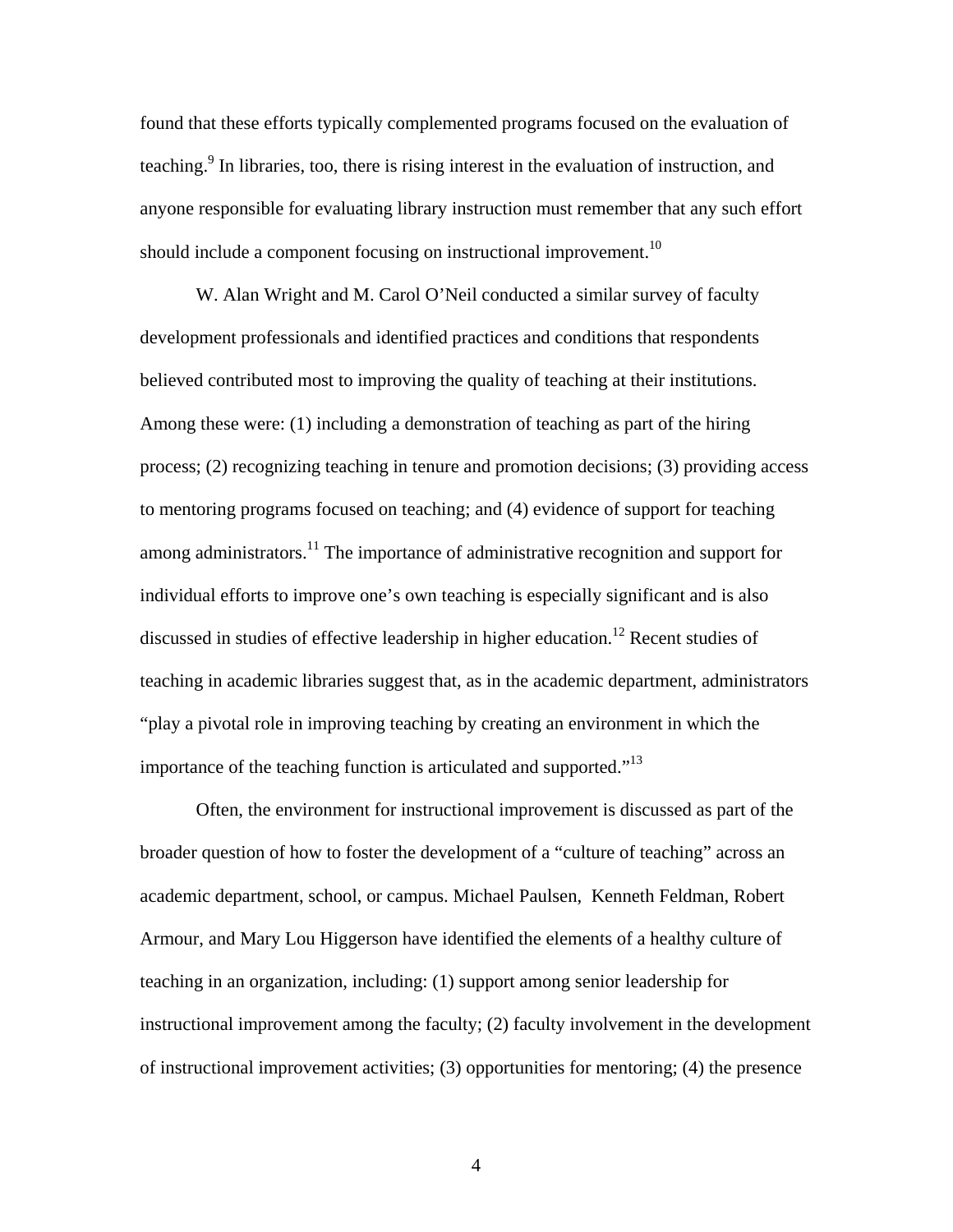found that these efforts typically complemented programs focused on the evaluation of teaching.[9] In libraries, too, there is rising interest in the evaluation of instruction, and anyone responsible for evaluating library instruction must remember that any such effort should include a component focusing on instructional improvement.[10]

W. Alan Wright and M. Carol O'Neil conducted a similar survey of faculty development professionals and identified practices and conditions that respondents believed contributed most to improving the quality of teaching at their institutions. Among these were: (1) including a demonstration of teaching as part of the hiring process; (2) recognizing teaching in tenure and promotion decisions; (3) providing access to mentoring programs focused on teaching; and (4) evidence of support for teaching among administrators.[11] The importance of administrative recognition and support for individual efforts to improve one's own teaching is especially significant and is also discussed in studies of effective leadership in higher education.[12] Recent studies of teaching in academic libraries suggest that, as in the academic department, administrators "play a pivotal role in improving teaching by creating an environment in which the importance of the teaching function is articulated and supported."[13]

Often, the environment for instructional improvement is discussed as part of the broader question of how to foster the development of a "culture of teaching" across an academic department, school, or campus. Michael Paulsen, Kenneth Feldman, Robert Armour, and Mary Lou Higgerson have identified the elements of a healthy culture of teaching in an organization, including: (1) support among senior leadership for instructional improvement among the faculty; (2) faculty involvement in the development of instructional improvement activities; (3) opportunities for mentoring; (4) the presence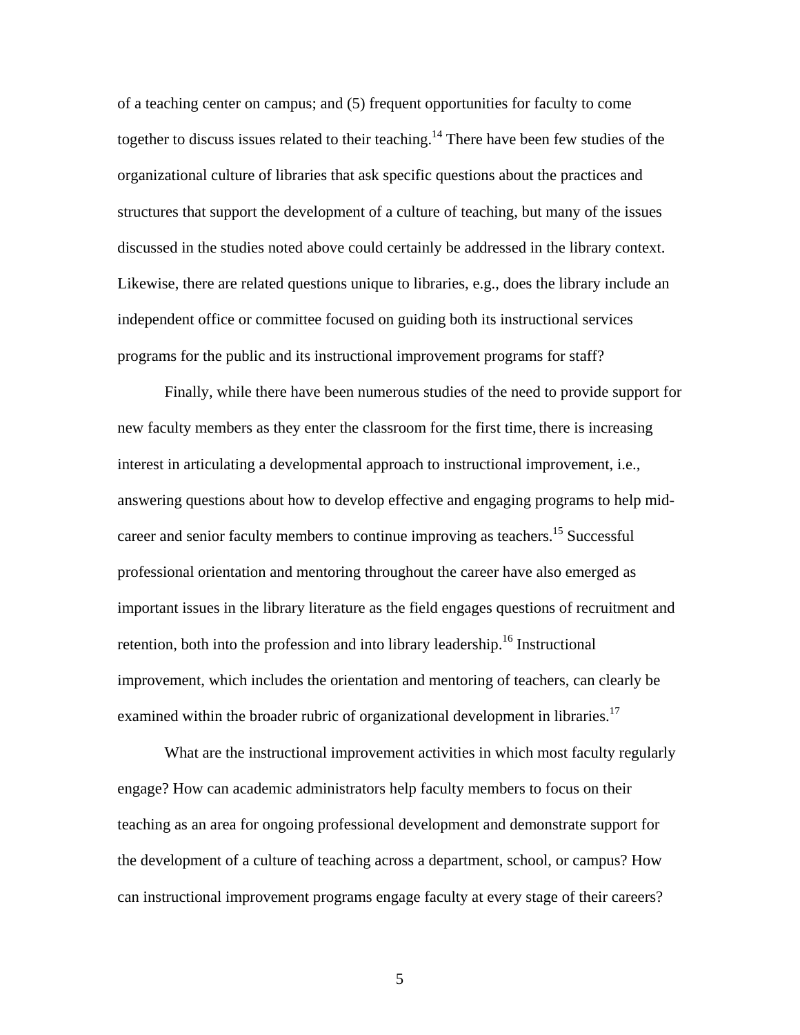of a teaching center on campus; and (5) frequent opportunities for faculty to come together to discuss issues related to their teaching.[14] There have been few studies of the organizational culture of libraries that ask specific questions about the practices and structures that support the development of a culture of teaching, but many of the issues discussed in the studies noted above could certainly be addressed in the library context. Likewise, there are related questions unique to libraries, e.g., does the library include an independent office or committee focused on guiding both its instructional services programs for the public and its instructional improvement programs for staff?

Finally, while there have been numerous studies of the need to provide support for new faculty members as they enter the classroom for the first time, there is increasing interest in articulating a developmental approach to instructional improvement, i.e., answering questions about how to develop effective and engaging programs to help mid-career and senior faculty members to continue improving as teachers.[15] Successful professional orientation and mentoring throughout the career have also emerged as important issues in the library literature as the field engages questions of recruitment and retention, both into the profession and into library leadership.[16] Instructional improvement, which includes the orientation and mentoring of teachers, can clearly be examined within the broader rubric of organizational development in libraries.[17]

What are the instructional improvement activities in which most faculty regularly engage? How can academic administrators help faculty members to focus on their teaching as an area for ongoing professional development and demonstrate support for the development of a culture of teaching across a department, school, or campus? How can instructional improvement programs engage faculty at every stage of their careers?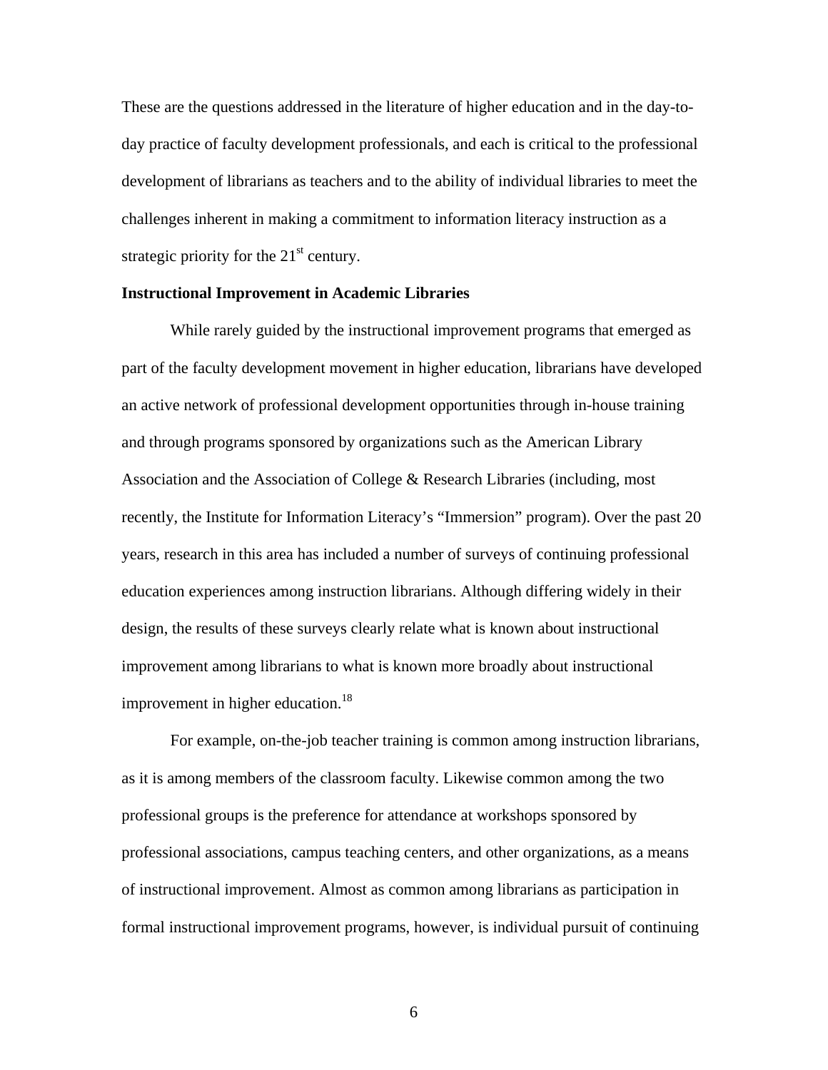These are the questions addressed in the literature of higher education and in the day-to-day practice of faculty development professionals, and each is critical to the professional development of librarians as teachers and to the ability of individual libraries to meet the challenges inherent in making a commitment to information literacy instruction as a strategic priority for the 21st century.

**Instructional Improvement in Academic Libraries**

While rarely guided by the instructional improvement programs that emerged as part of the faculty development movement in higher education, librarians have developed an active network of professional development opportunities through in-house training and through programs sponsored by organizations such as the American Library Association and the Association of College & Research Libraries (including, most recently, the Institute for Information Literacy's "Immersion" program). Over the past 20 years, research in this area has included a number of surveys of continuing professional education experiences among instruction librarians. Although differing widely in their design, the results of these surveys clearly relate what is known about instructional improvement among librarians to what is known more broadly about instructional improvement in higher education.[18]

For example, on-the-job teacher training is common among instruction librarians, as it is among members of the classroom faculty. Likewise common among the two professional groups is the preference for attendance at workshops sponsored by professional associations, campus teaching centers, and other organizations, as a means of instructional improvement. Almost as common among librarians as participation in formal instructional improvement programs, however, is individual pursuit of continuing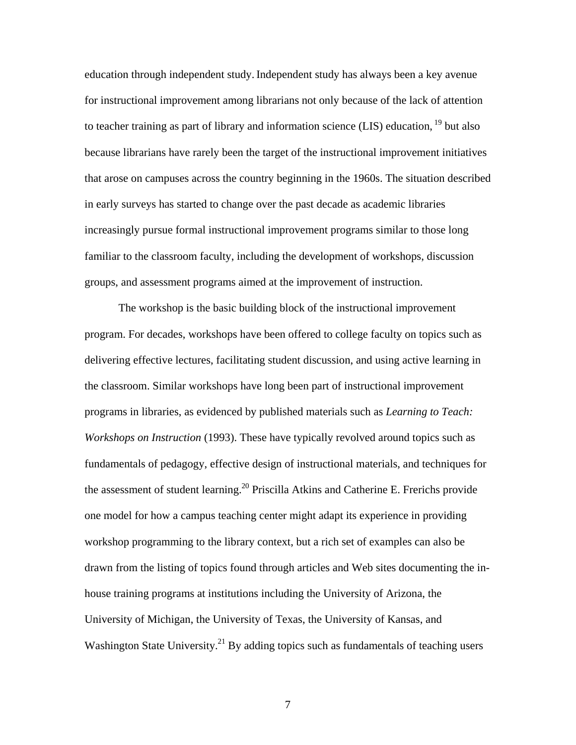education through independent study. Independent study has always been a key avenue for instructional improvement among librarians not only because of the lack of attention to teacher training as part of library and information science (LIS) education, [19] but also because librarians have rarely been the target of the instructional improvement initiatives that arose on campuses across the country beginning in the 1960s. The situation described in early surveys has started to change over the past decade as academic libraries increasingly pursue formal instructional improvement programs similar to those long familiar to the classroom faculty, including the development of workshops, discussion groups, and assessment programs aimed at the improvement of instruction.

The workshop is the basic building block of the instructional improvement program. For decades, workshops have been offered to college faculty on topics such as delivering effective lectures, facilitating student discussion, and using active learning in the classroom. Similar workshops have long been part of instructional improvement programs in libraries, as evidenced by published materials such as *Learning to Teach: Workshops on Instruction* (1993). These have typically revolved around topics such as fundamentals of pedagogy, effective design of instructional materials, and techniques for the assessment of student learning.[20] Priscilla Atkins and Catherine E. Frerichs provide one model for how a campus teaching center might adapt its experience in providing workshop programming to the library context, but a rich set of examples can also be drawn from the listing of topics found through articles and Web sites documenting the in-house training programs at institutions including the University of Arizona, the University of Michigan, the University of Texas, the University of Kansas, and Washington State University.[21] By adding topics such as fundamentals of teaching users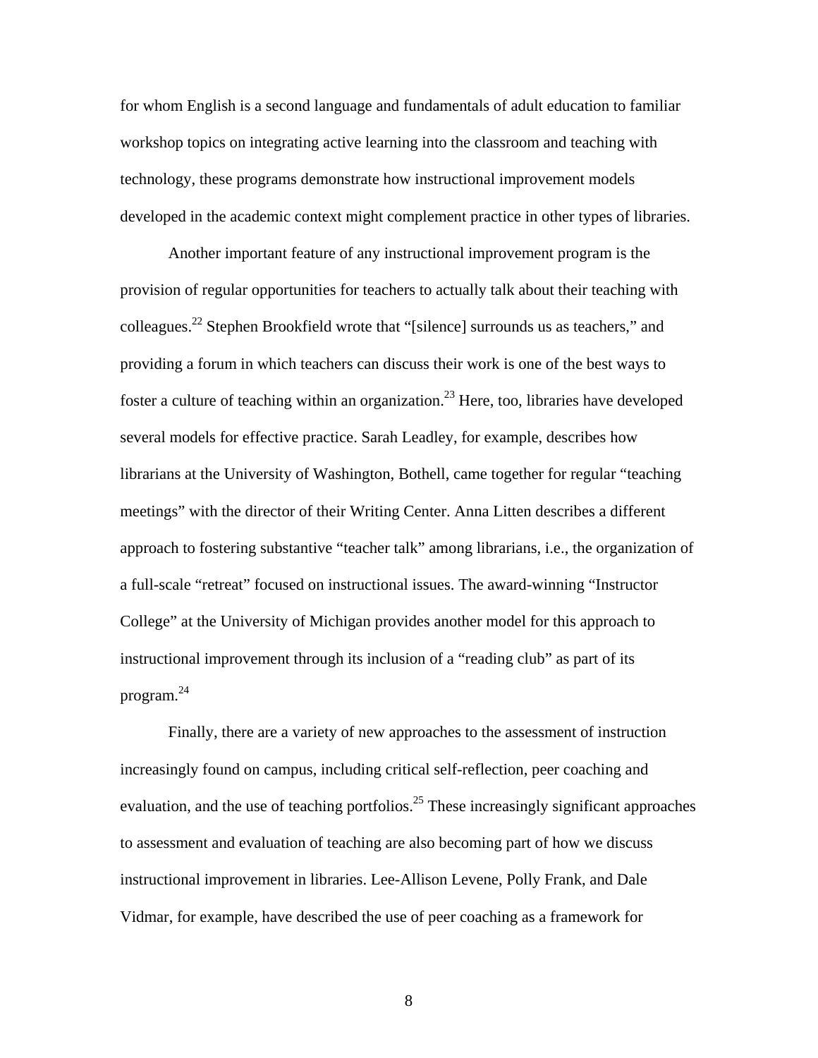for whom English is a second language and fundamentals of adult education to familiar workshop topics on integrating active learning into the classroom and teaching with technology, these programs demonstrate how instructional improvement models developed in the academic context might complement practice in other types of libraries.

Another important feature of any instructional improvement program is the provision of regular opportunities for teachers to actually talk about their teaching with colleagues.[22] Stephen Brookfield wrote that "[silence] surrounds us as teachers," and providing a forum in which teachers can discuss their work is one of the best ways to foster a culture of teaching within an organization.[23] Here, too, libraries have developed several models for effective practice. Sarah Leadley, for example, describes how librarians at the University of Washington, Bothell, came together for regular "teaching meetings" with the director of their Writing Center. Anna Litten describes a different approach to fostering substantive "teacher talk" among librarians, i.e., the organization of a full-scale "retreat" focused on instructional issues. The award-winning "Instructor College" at the University of Michigan provides another model for this approach to instructional improvement through its inclusion of a "reading club" as part of its program.[24]

Finally, there are a variety of new approaches to the assessment of instruction increasingly found on campus, including critical self-reflection, peer coaching and evaluation, and the use of teaching portfolios.[25] These increasingly significant approaches to assessment and evaluation of teaching are also becoming part of how we discuss instructional improvement in libraries. Lee-Allison Levene, Polly Frank, and Dale Vidmar, for example, have described the use of peer coaching as a framework for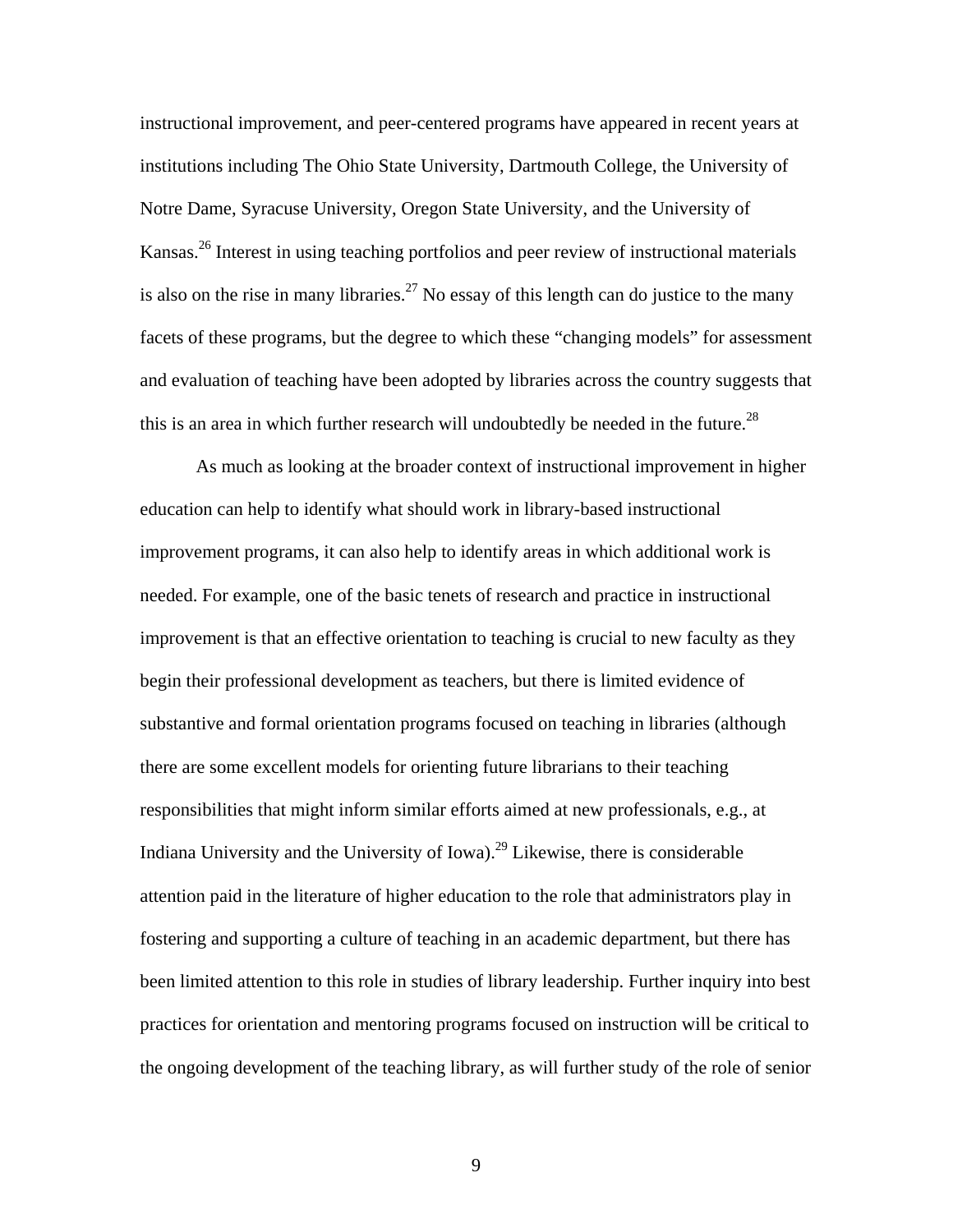instructional improvement, and peer-centered programs have appeared in recent years at institutions including The Ohio State University, Dartmouth College, the University of Notre Dame, Syracuse University, Oregon State University, and the University of Kansas.[26] Interest in using teaching portfolios and peer review of instructional materials is also on the rise in many libraries.[27] No essay of this length can do justice to the many facets of these programs, but the degree to which these "changing models" for assessment and evaluation of teaching have been adopted by libraries across the country suggests that this is an area in which further research will undoubtedly be needed in the future.[28]

As much as looking at the broader context of instructional improvement in higher education can help to identify what should work in library-based instructional improvement programs, it can also help to identify areas in which additional work is needed. For example, one of the basic tenets of research and practice in instructional improvement is that an effective orientation to teaching is crucial to new faculty as they begin their professional development as teachers, but there is limited evidence of substantive and formal orientation programs focused on teaching in libraries (although there are some excellent models for orienting future librarians to their teaching responsibilities that might inform similar efforts aimed at new professionals, e.g., at Indiana University and the University of Iowa).[29] Likewise, there is considerable attention paid in the literature of higher education to the role that administrators play in fostering and supporting a culture of teaching in an academic department, but there has been limited attention to this role in studies of library leadership. Further inquiry into best practices for orientation and mentoring programs focused on instruction will be critical to the ongoing development of the teaching library, as will further study of the role of senior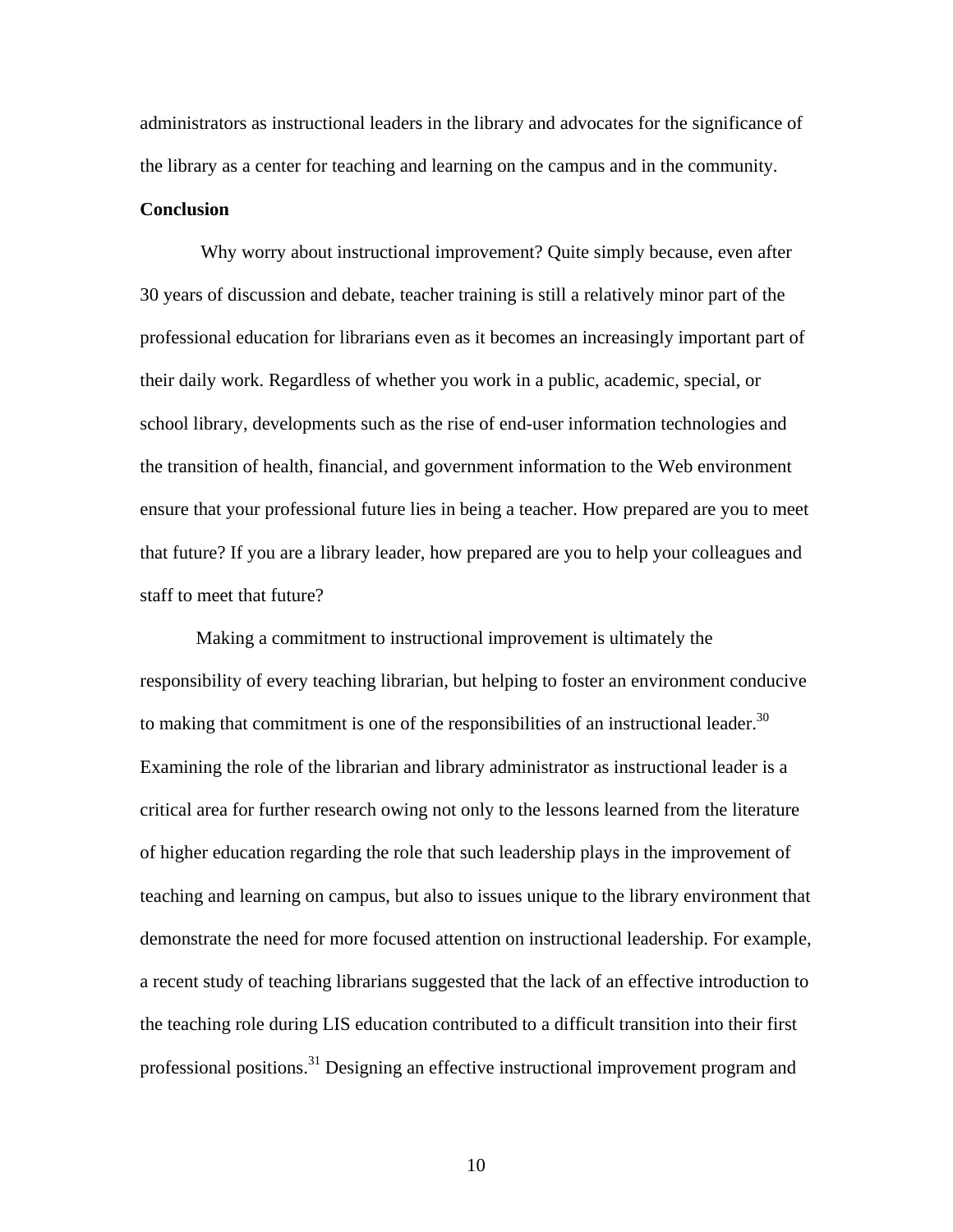administrators as instructional leaders in the library and advocates for the significance of the library as a center for teaching and learning on the campus and in the community.

**Conclusion**

Why worry about instructional improvement? Quite simply because, even after 30 years of discussion and debate, teacher training is still a relatively minor part of the professional education for librarians even as it becomes an increasingly important part of their daily work. Regardless of whether you work in a public, academic, special, or school library, developments such as the rise of end-user information technologies and the transition of health, financial, and government information to the Web environment ensure that your professional future lies in being a teacher. How prepared are you to meet that future? If you are a library leader, how prepared are you to help your colleagues and staff to meet that future?

Making a commitment to instructional improvement is ultimately the responsibility of every teaching librarian, but helping to foster an environment conducive to making that commitment is one of the responsibilities of an instructional leader.[30] Examining the role of the librarian and library administrator as instructional leader is a critical area for further research owing not only to the lessons learned from the literature of higher education regarding the role that such leadership plays in the improvement of teaching and learning on campus, but also to issues unique to the library environment that demonstrate the need for more focused attention on instructional leadership. For example, a recent study of teaching librarians suggested that the lack of an effective introduction to the teaching role during LIS education contributed to a difficult transition into their first professional positions.[31] Designing an effective instructional improvement program and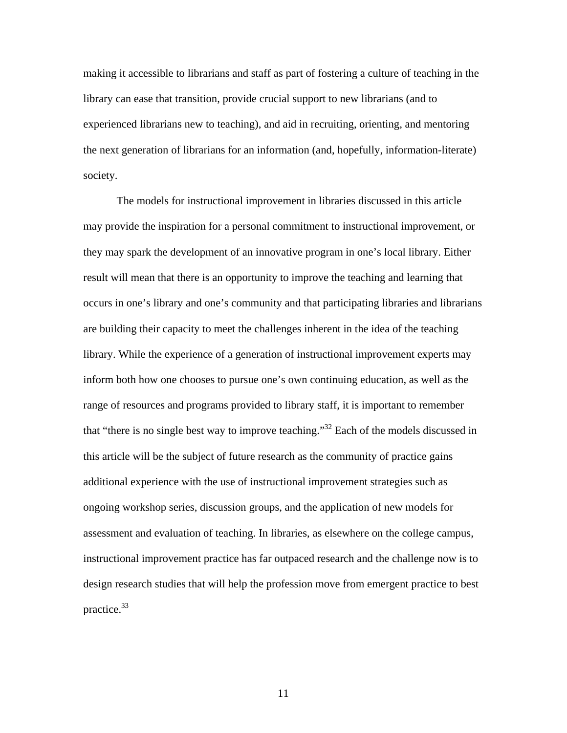making it accessible to librarians and staff as part of fostering a culture of teaching in the library can ease that transition, provide crucial support to new librarians (and to experienced librarians new to teaching), and aid in recruiting, orienting, and mentoring the next generation of librarians for an information (and, hopefully, information-literate) society.

The models for instructional improvement in libraries discussed in this article may provide the inspiration for a personal commitment to instructional improvement, or they may spark the development of an innovative program in one's local library. Either result will mean that there is an opportunity to improve the teaching and learning that occurs in one's library and one's community and that participating libraries and librarians are building their capacity to meet the challenges inherent in the idea of the teaching library. While the experience of a generation of instructional improvement experts may inform both how one chooses to pursue one's own continuing education, as well as the range of resources and programs provided to library staff, it is important to remember that "there is no single best way to improve teaching."[32] Each of the models discussed in this article will be the subject of future research as the community of practice gains additional experience with the use of instructional improvement strategies such as ongoing workshop series, discussion groups, and the application of new models for assessment and evaluation of teaching. In libraries, as elsewhere on the college campus, instructional improvement practice has far outpaced research and the challenge now is to design research studies that will help the profession move from emergent practice to best practice.[33]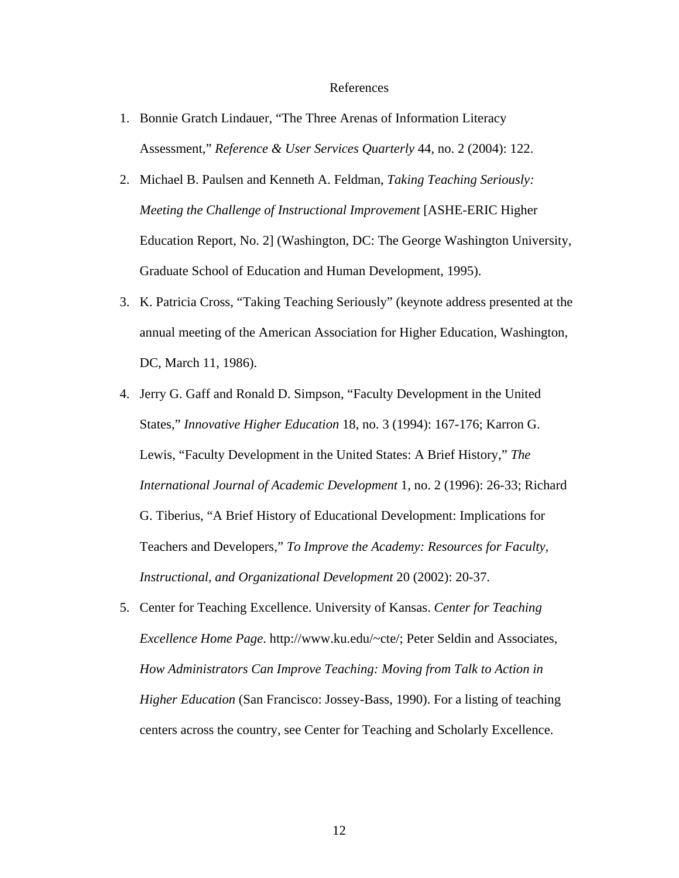# References

1. Bonnie Gratch Lindauer, "The Three Arenas of Information Literacy Assessment," *Reference & User Services Quarterly* 44, no. 2 (2004): 122.
2. Michael B. Paulsen and Kenneth A. Feldman, *Taking Teaching Seriously: Meeting the Challenge of Instructional Improvement* [ASHE-ERIC Higher Education Report, No. 2] (Washington, DC: The George Washington University, Graduate School of Education and Human Development, 1995).
3. K. Patricia Cross, "Taking Teaching Seriously" (keynote address presented at the annual meeting of the American Association for Higher Education, Washington, DC, March 11, 1986).
4. Jerry G. Gaff and Ronald D. Simpson, "Faculty Development in the United States," *Innovative Higher Education* 18, no. 3 (1994): 167-176; Karron G. Lewis, "Faculty Development in the United States: A Brief History," *The International Journal of Academic Development* 1, no. 2 (1996): 26-33; Richard G. Tiberius, "A Brief History of Educational Development: Implications for Teachers and Developers," *To Improve the Academy: Resources for Faculty, Instructional, and Organizational Development* 20 (2002): 20-37.
5. Center for Teaching Excellence. University of Kansas. *Center for Teaching Excellence Home Page*. http://www.ku.edu/~cte/; Peter Seldin and Associates, *How Administrators Can Improve Teaching: Moving from Talk to Action in Higher Education* (San Francisco: Jossey-Bass, 1990). For a listing of teaching centers across the country, see Center for Teaching and Scholarly Excellence.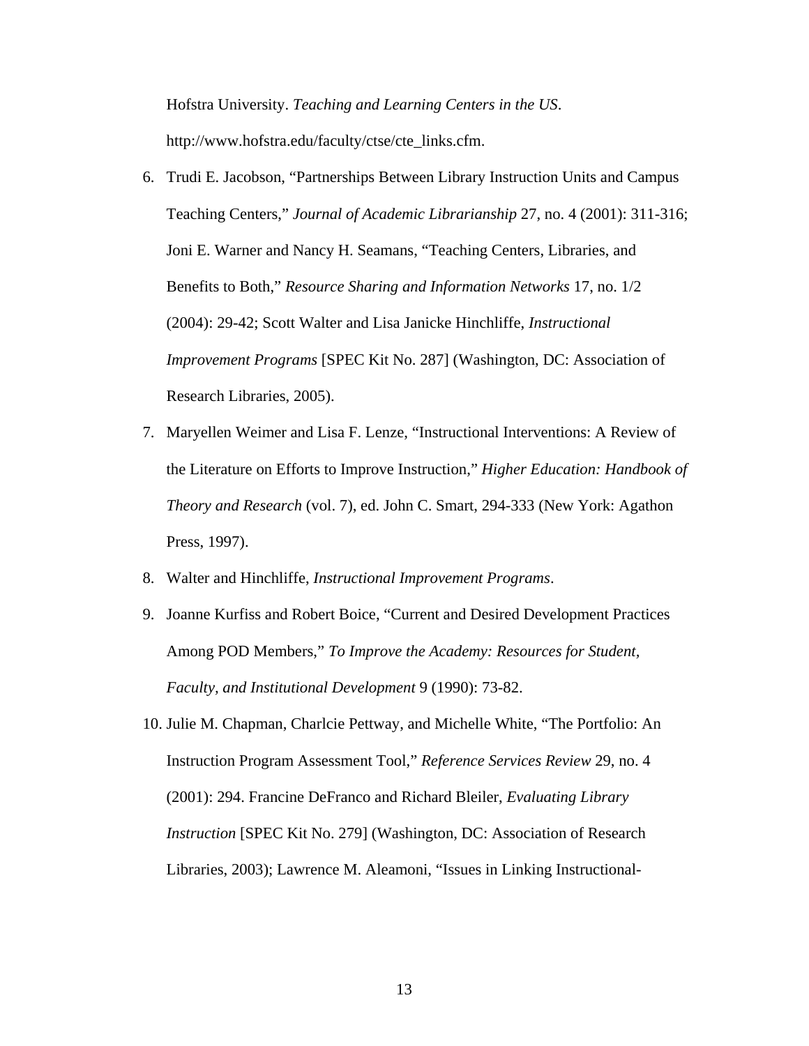Hofstra University. *Teaching and Learning Centers in the US*. http://www.hofstra.edu/faculty/ctse/cte_links.cfm.

6. Trudi E. Jacobson, "Partnerships Between Library Instruction Units and Campus Teaching Centers," *Journal of Academic Librarianship* 27, no. 4 (2001): 311-316; Joni E. Warner and Nancy H. Seamans, "Teaching Centers, Libraries, and Benefits to Both," *Resource Sharing and Information Networks* 17, no. 1/2 (2004): 29-42; Scott Walter and Lisa Janicke Hinchliffe, *Instructional Improvement Programs* [SPEC Kit No. 287] (Washington, DC: Association of Research Libraries, 2005).
7. Maryellen Weimer and Lisa F. Lenze, "Instructional Interventions: A Review of the Literature on Efforts to Improve Instruction," *Higher Education: Handbook of Theory and Research* (vol. 7), ed. John C. Smart, 294-333 (New York: Agathon Press, 1997).
8. Walter and Hinchliffe, *Instructional Improvement Programs*.
9. Joanne Kurfiss and Robert Boice, "Current and Desired Development Practices Among POD Members," *To Improve the Academy: Resources for Student, Faculty, and Institutional Development* 9 (1990): 73-82.
10. Julie M. Chapman, Charlcie Pettway, and Michelle White, "The Portfolio: An Instruction Program Assessment Tool," *Reference Services Review* 29, no. 4 (2001): 294. Francine DeFranco and Richard Bleiler, *Evaluating Library Instruction* [SPEC Kit No. 279] (Washington, DC: Association of Research Libraries, 2003); Lawrence M. Aleamoni, "Issues in Linking Instructional-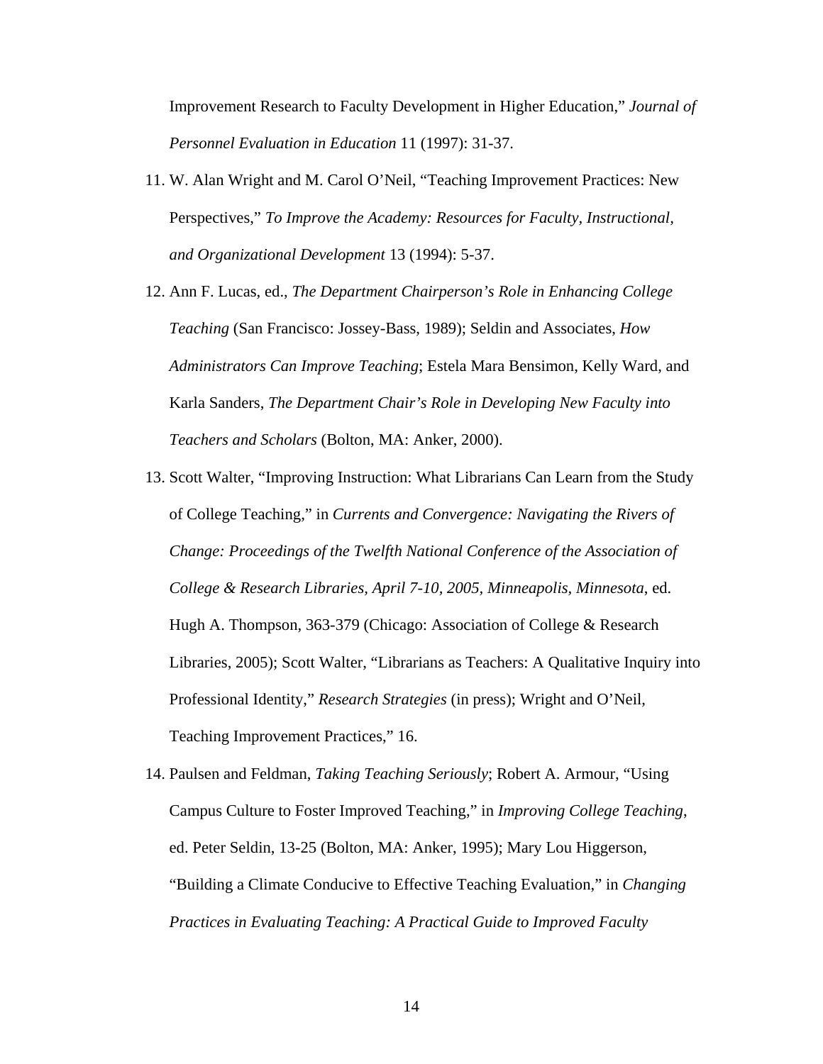Improvement Research to Faculty Development in Higher Education," *Journal of Personnel Evaluation in Education* 11 (1997): 31-37.

11. W. Alan Wright and M. Carol O'Neil, "Teaching Improvement Practices: New Perspectives," *To Improve the Academy: Resources for Faculty, Instructional, and Organizational Development* 13 (1994): 5-37.

12. Ann F. Lucas, ed., *The Department Chairperson's Role in Enhancing College Teaching* (San Francisco: Jossey-Bass, 1989); Seldin and Associates, *How Administrators Can Improve Teaching*; Estela Mara Bensimon, Kelly Ward, and Karla Sanders, *The Department Chair's Role in Developing New Faculty into Teachers and Scholars* (Bolton, MA: Anker, 2000).

13. Scott Walter, "Improving Instruction: What Librarians Can Learn from the Study of College Teaching," in *Currents and Convergence: Navigating the Rivers of Change: Proceedings of the Twelfth National Conference of the Association of College & Research Libraries, April 7-10, 2005, Minneapolis, Minnesota*, ed. Hugh A. Thompson, 363-379 (Chicago: Association of College & Research Libraries, 2005); Scott Walter, "Librarians as Teachers: A Qualitative Inquiry into Professional Identity," *Research Strategies* (in press); Wright and O'Neil, Teaching Improvement Practices," 16.

14. Paulsen and Feldman, *Taking Teaching Seriously*; Robert A. Armour, "Using Campus Culture to Foster Improved Teaching," in *Improving College Teaching*, ed. Peter Seldin, 13-25 (Bolton, MA: Anker, 1995); Mary Lou Higgerson, "Building a Climate Conducive to Effective Teaching Evaluation," in *Changing Practices in Evaluating Teaching: A Practical Guide to Improved Faculty*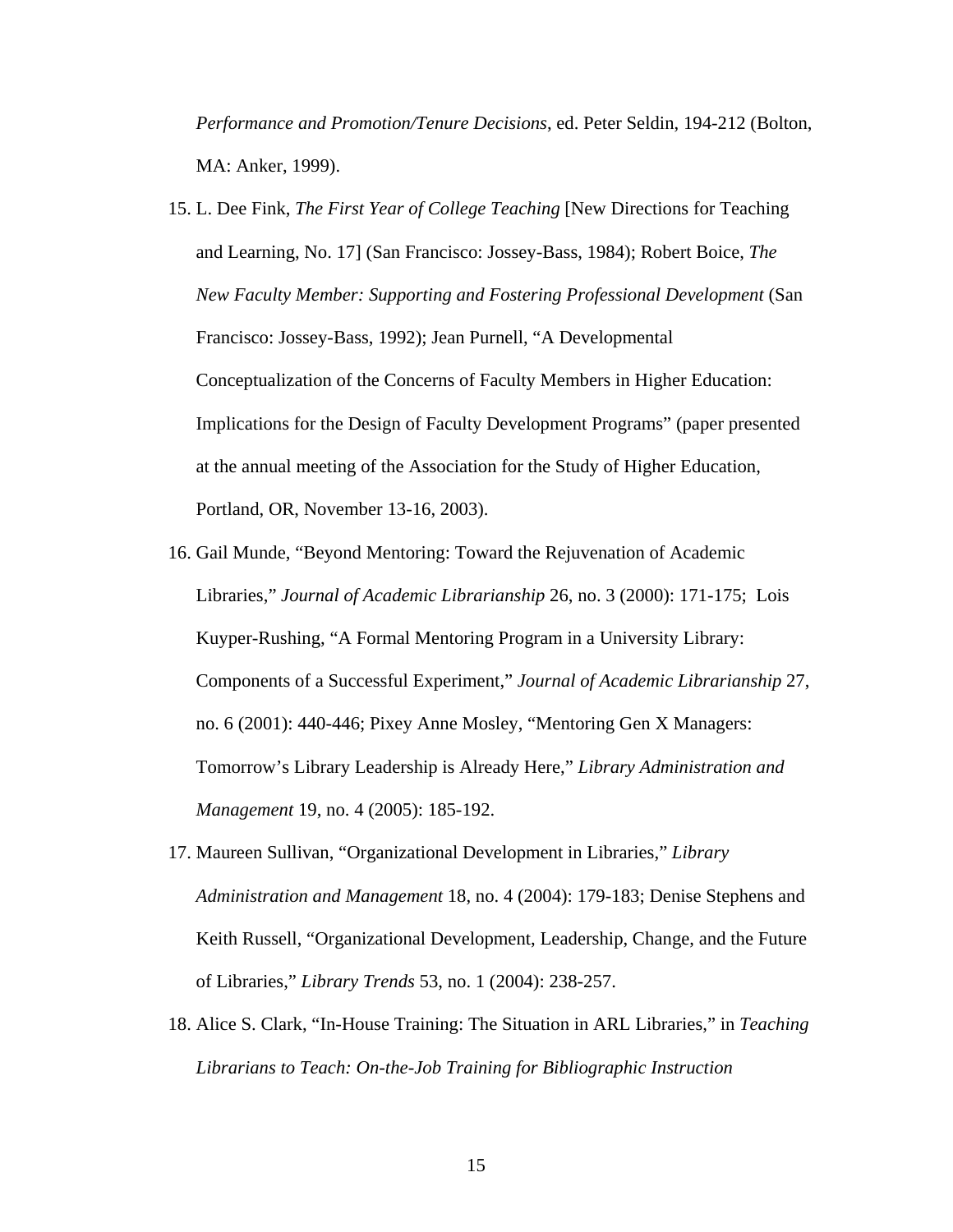*Performance and Promotion/Tenure Decisions*, ed. Peter Seldin, 194-212 (Bolton, MA: Anker, 1999).

15. L. Dee Fink, *The First Year of College Teaching* [New Directions for Teaching and Learning, No. 17] (San Francisco: Jossey-Bass, 1984); Robert Boice, *The New Faculty Member: Supporting and Fostering Professional Development* (San Francisco: Jossey-Bass, 1992); Jean Purnell, "A Developmental Conceptualization of the Concerns of Faculty Members in Higher Education: Implications for the Design of Faculty Development Programs" (paper presented at the annual meeting of the Association for the Study of Higher Education, Portland, OR, November 13-16, 2003).

16. Gail Munde, "Beyond Mentoring: Toward the Rejuvenation of Academic Libraries," *Journal of Academic Librarianship* 26, no. 3 (2000): 171-175; Lois Kuyper-Rushing, "A Formal Mentoring Program in a University Library: Components of a Successful Experiment," *Journal of Academic Librarianship* 27, no. 6 (2001): 440-446; Pixey Anne Mosley, "Mentoring Gen X Managers: Tomorrow's Library Leadership is Already Here," *Library Administration and Management* 19, no. 4 (2005): 185-192.

17. Maureen Sullivan, "Organizational Development in Libraries," *Library Administration and Management* 18, no. 4 (2004): 179-183; Denise Stephens and Keith Russell, "Organizational Development, Leadership, Change, and the Future of Libraries," *Library Trends* 53, no. 1 (2004): 238-257.

18. Alice S. Clark, "In-House Training: The Situation in ARL Libraries," in *Teaching Librarians to Teach: On-the-Job Training for Bibliographic Instruction*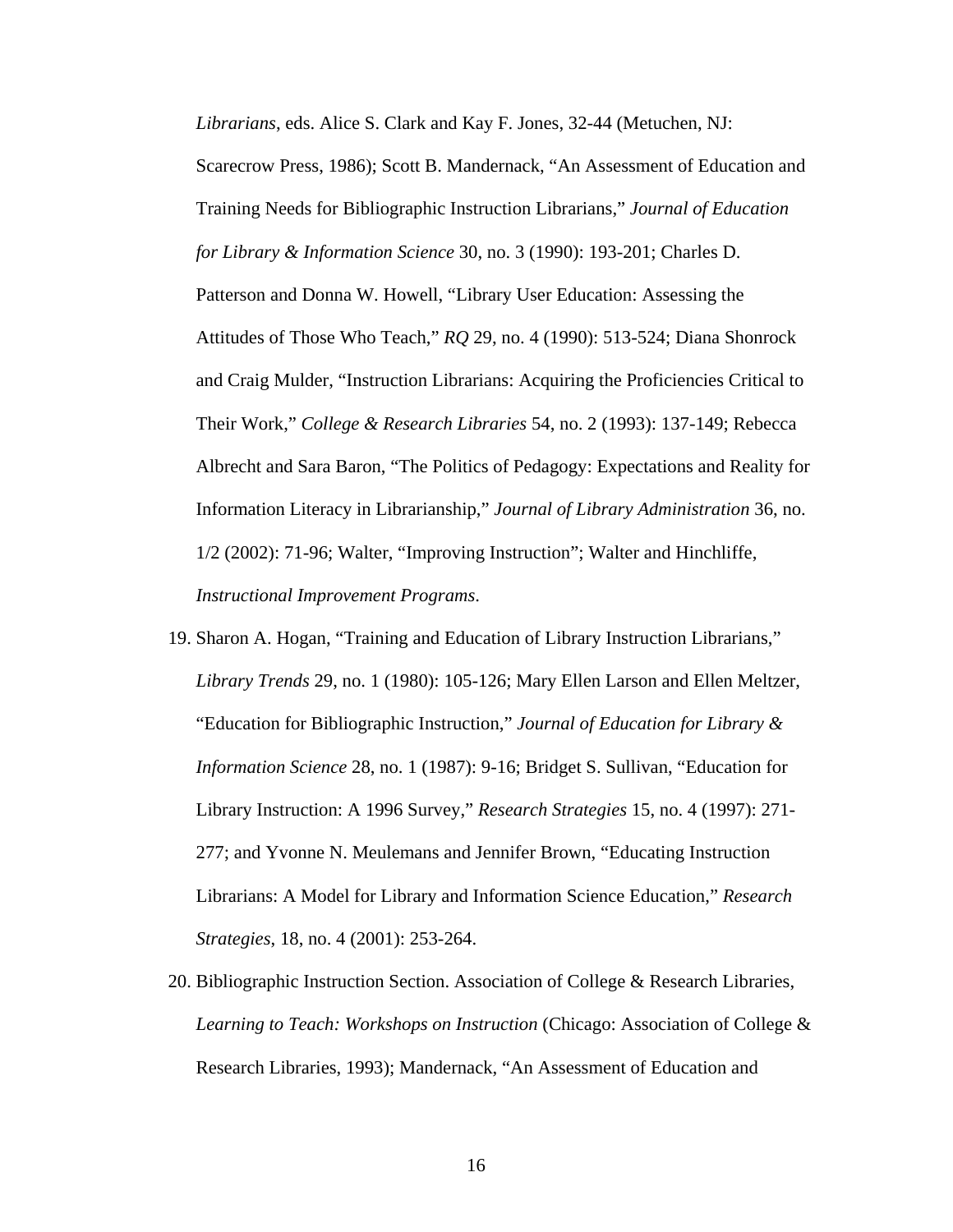*Librarians*, eds. Alice S. Clark and Kay F. Jones, 32-44 (Metuchen, NJ: Scarecrow Press, 1986); Scott B. Mandernack, "An Assessment of Education and Training Needs for Bibliographic Instruction Librarians," *Journal of Education for Library & Information Science* 30, no. 3 (1990): 193-201; Charles D. Patterson and Donna W. Howell, "Library User Education: Assessing the Attitudes of Those Who Teach," *RQ* 29, no. 4 (1990): 513-524; Diana Shonrock and Craig Mulder, "Instruction Librarians: Acquiring the Proficiencies Critical to Their Work," *College & Research Libraries* 54, no. 2 (1993): 137-149; Rebecca Albrecht and Sara Baron, "The Politics of Pedagogy: Expectations and Reality for Information Literacy in Librarianship," *Journal of Library Administration* 36, no. 1/2 (2002): 71-96; Walter, "Improving Instruction"; Walter and Hinchliffe, *Instructional Improvement Programs*.

19. Sharon A. Hogan, "Training and Education of Library Instruction Librarians," *Library Trends* 29, no. 1 (1980): 105-126; Mary Ellen Larson and Ellen Meltzer, "Education for Bibliographic Instruction," *Journal of Education for Library & Information Science* 28, no. 1 (1987): 9-16; Bridget S. Sullivan, "Education for Library Instruction: A 1996 Survey," *Research Strategies* 15, no. 4 (1997): 271-277; and Yvonne N. Meulemans and Jennifer Brown, "Educating Instruction Librarians: A Model for Library and Information Science Education," *Research Strategies*, 18, no. 4 (2001): 253-264.

20. Bibliographic Instruction Section. Association of College & Research Libraries, *Learning to Teach: Workshops on Instruction* (Chicago: Association of College & Research Libraries, 1993); Mandernack, "An Assessment of Education and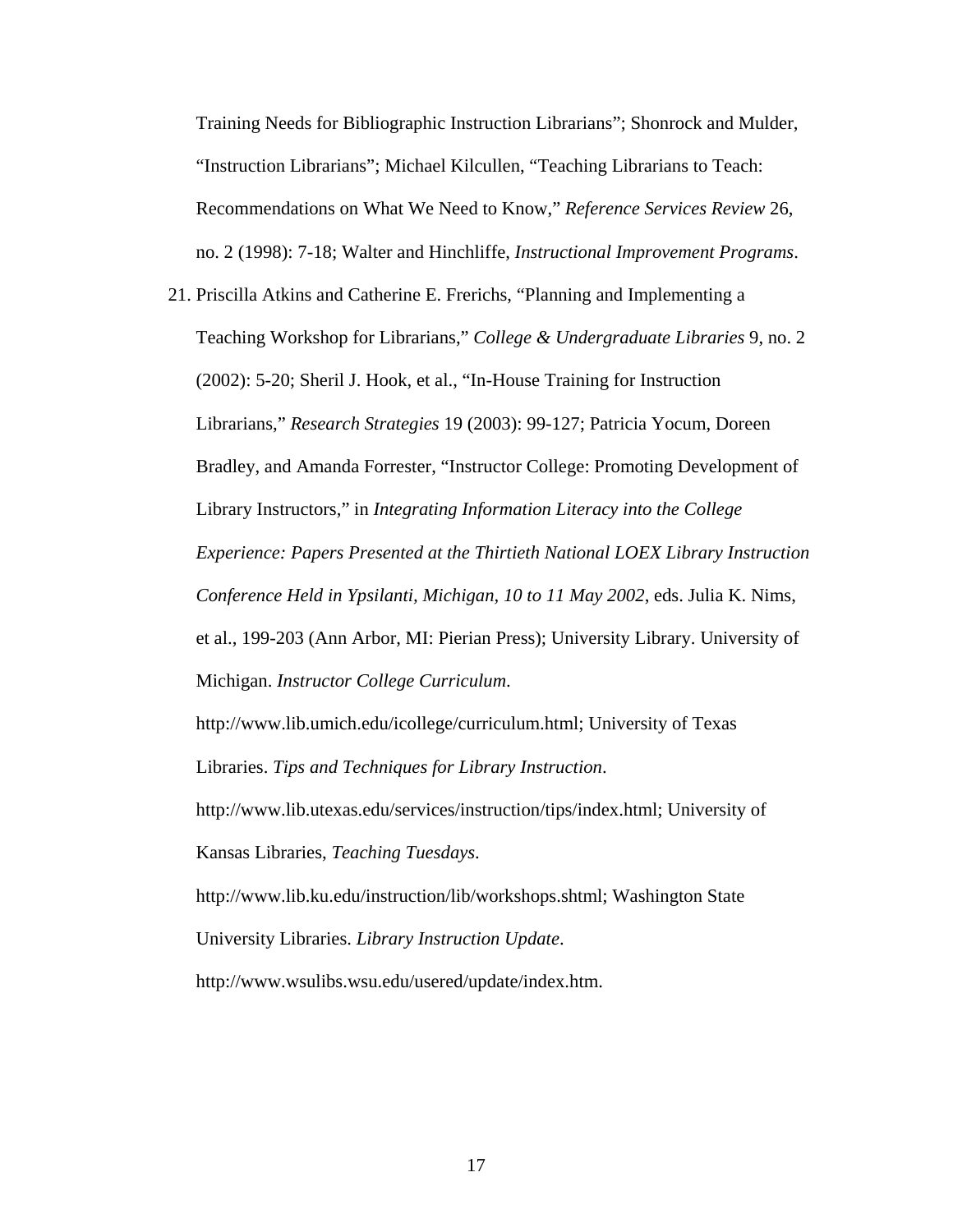Training Needs for Bibliographic Instruction Librarians"; Shonrock and Mulder, "Instruction Librarians"; Michael Kilcullen, "Teaching Librarians to Teach: Recommendations on What We Need to Know," *Reference Services Review* 26, no. 2 (1998): 7-18; Walter and Hinchliffe, *Instructional Improvement Programs*.

21. Priscilla Atkins and Catherine E. Frerichs, "Planning and Implementing a Teaching Workshop for Librarians," *College & Undergraduate Libraries* 9, no. 2 (2002): 5-20; Sheril J. Hook, et al., "In-House Training for Instruction Librarians," *Research Strategies* 19 (2003): 99-127; Patricia Yocum, Doreen Bradley, and Amanda Forrester, "Instructor College: Promoting Development of Library Instructors," in *Integrating Information Literacy into the College Experience: Papers Presented at the Thirtieth National LOEX Library Instruction Conference Held in Ypsilanti, Michigan, 10 to 11 May 2002*, eds. Julia K. Nims, et al., 199-203 (Ann Arbor, MI: Pierian Press); University Library. University of Michigan. *Instructor College Curriculum*. http://www.lib.umich.edu/icollege/curriculum.html; University of Texas Libraries. *Tips and Techniques for Library Instruction*. http://www.lib.utexas.edu/services/instruction/tips/index.html; University of Kansas Libraries, *Teaching Tuesdays*. http://www.lib.ku.edu/instruction/lib/workshops.shtml; Washington State University Libraries. *Library Instruction Update*. http://www.wsulibs.wsu.edu/usered/update/index.htm.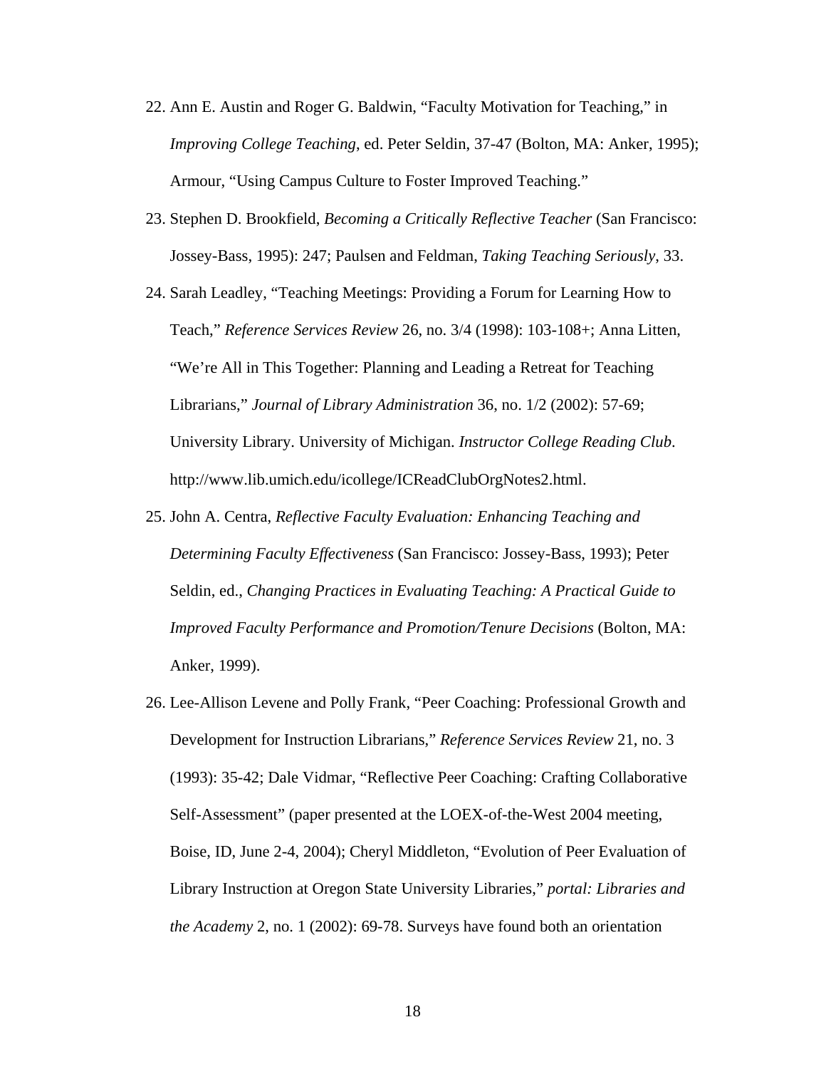22. Ann E. Austin and Roger G. Baldwin, "Faculty Motivation for Teaching," in *Improving College Teaching*, ed. Peter Seldin, 37-47 (Bolton, MA: Anker, 1995); Armour, "Using Campus Culture to Foster Improved Teaching."

23. Stephen D. Brookfield, *Becoming a Critically Reflective Teacher* (San Francisco: Jossey-Bass, 1995): 247; Paulsen and Feldman, *Taking Teaching Seriously*, 33.

24. Sarah Leadley, "Teaching Meetings: Providing a Forum for Learning How to Teach," *Reference Services Review* 26, no. 3/4 (1998): 103-108+; Anna Litten, "We're All in This Together: Planning and Leading a Retreat for Teaching Librarians," *Journal of Library Administration* 36, no. 1/2 (2002): 57-69; University Library. University of Michigan. *Instructor College Reading Club*. http://www.lib.umich.edu/icollege/ICReadClubOrgNotes2.html.

25. John A. Centra, *Reflective Faculty Evaluation: Enhancing Teaching and Determining Faculty Effectiveness* (San Francisco: Jossey-Bass, 1993); Peter Seldin, ed., *Changing Practices in Evaluating Teaching: A Practical Guide to Improved Faculty Performance and Promotion/Tenure Decisions* (Bolton, MA: Anker, 1999).

26. Lee-Allison Levene and Polly Frank, "Peer Coaching: Professional Growth and Development for Instruction Librarians," *Reference Services Review* 21, no. 3 (1993): 35-42; Dale Vidmar, "Reflective Peer Coaching: Crafting Collaborative Self-Assessment" (paper presented at the LOEX-of-the-West 2004 meeting, Boise, ID, June 2-4, 2004); Cheryl Middleton, "Evolution of Peer Evaluation of Library Instruction at Oregon State University Libraries," *portal: Libraries and the Academy* 2, no. 1 (2002): 69-78. Surveys have found both an orientation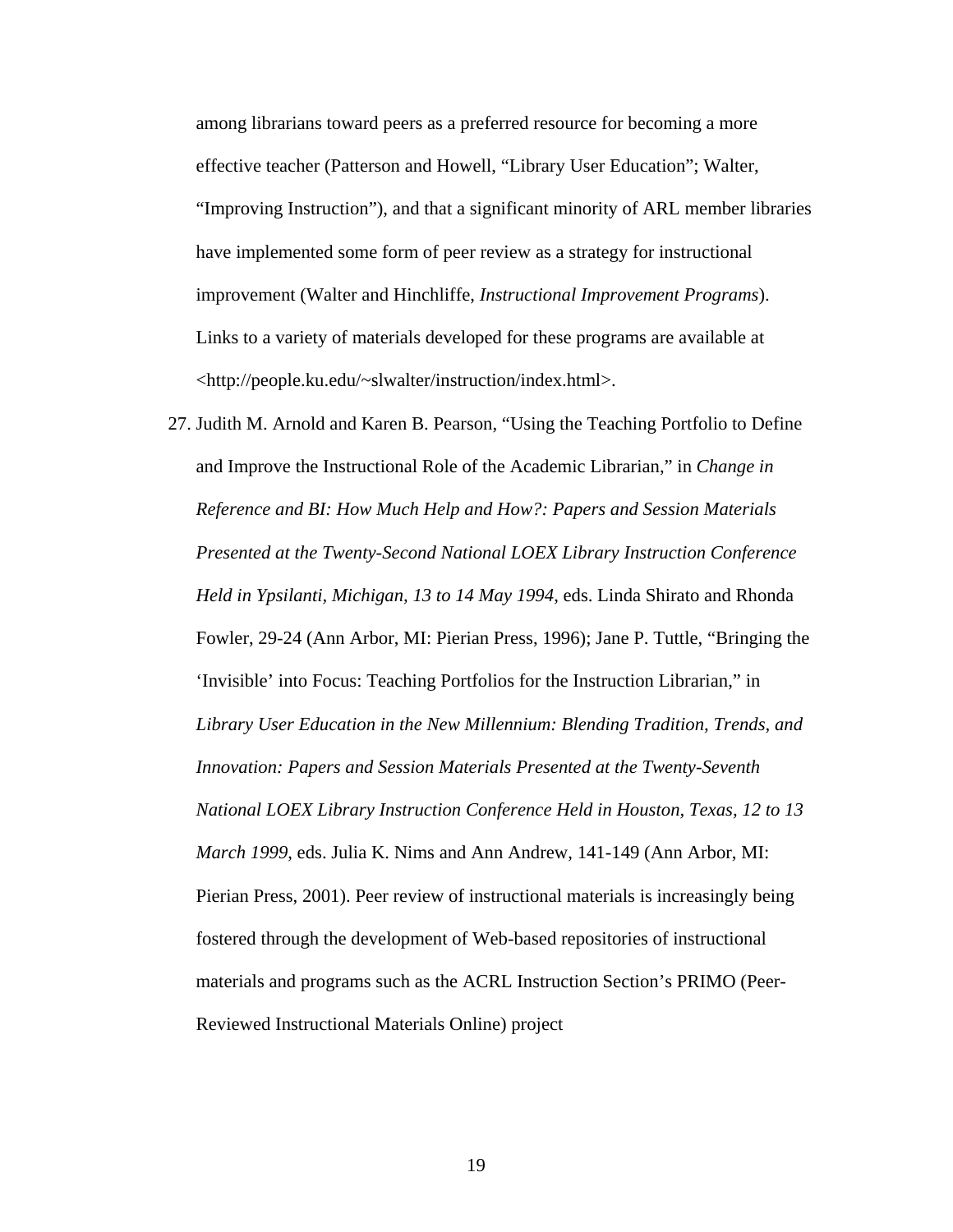among librarians toward peers as a preferred resource for becoming a more effective teacher (Patterson and Howell, "Library User Education"; Walter, "Improving Instruction"), and that a significant minority of ARL member libraries have implemented some form of peer review as a strategy for instructional improvement (Walter and Hinchliffe, *Instructional Improvement Programs*). Links to a variety of materials developed for these programs are available at <http://people.ku.edu/~slwalter/instruction/index.html>.

27. Judith M. Arnold and Karen B. Pearson, "Using the Teaching Portfolio to Define and Improve the Instructional Role of the Academic Librarian," in *Change in Reference and BI: How Much Help and How?: Papers and Session Materials Presented at the Twenty-Second National LOEX Library Instruction Conference Held in Ypsilanti, Michigan, 13 to 14 May 1994*, eds. Linda Shirato and Rhonda Fowler, 29-24 (Ann Arbor, MI: Pierian Press, 1996); Jane P. Tuttle, "Bringing the 'Invisible' into Focus: Teaching Portfolios for the Instruction Librarian," in *Library User Education in the New Millennium: Blending Tradition, Trends, and Innovation: Papers and Session Materials Presented at the Twenty-Seventh National LOEX Library Instruction Conference Held in Houston, Texas, 12 to 13 March 1999*, eds. Julia K. Nims and Ann Andrew, 141-149 (Ann Arbor, MI: Pierian Press, 2001). Peer review of instructional materials is increasingly being fostered through the development of Web-based repositories of instructional materials and programs such as the ACRL Instruction Section's PRIMO (Peer-Reviewed Instructional Materials Online) project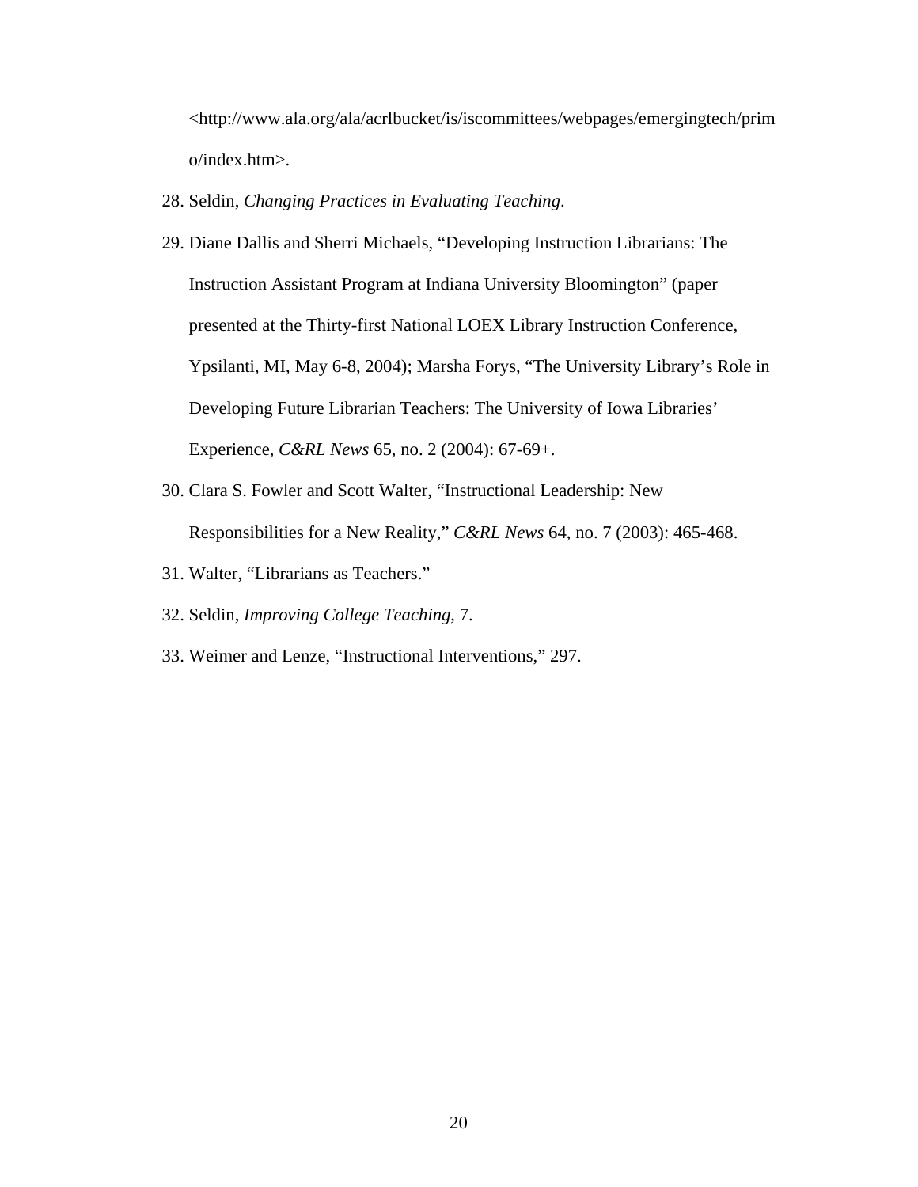<http://www.ala.org/ala/acrlbucket/is/iscommittees/webpages/emergingtech/primo/index.htm>.

28. Seldin, *Changing Practices in Evaluating Teaching*.
29. Diane Dallis and Sherri Michaels, "Developing Instruction Librarians: The Instruction Assistant Program at Indiana University Bloomington" (paper presented at the Thirty-first National LOEX Library Instruction Conference, Ypsilanti, MI, May 6-8, 2004); Marsha Forys, "The University Library's Role in Developing Future Librarian Teachers: The University of Iowa Libraries' Experience, *C&RL News* 65, no. 2 (2004): 67-69+.
30. Clara S. Fowler and Scott Walter, "Instructional Leadership: New Responsibilities for a New Reality," *C&RL News* 64, no. 7 (2003): 465-468.
31. Walter, "Librarians as Teachers."
32. Seldin, *Improving College Teaching*, 7.
33. Weimer and Lenze, "Instructional Interventions," 297.